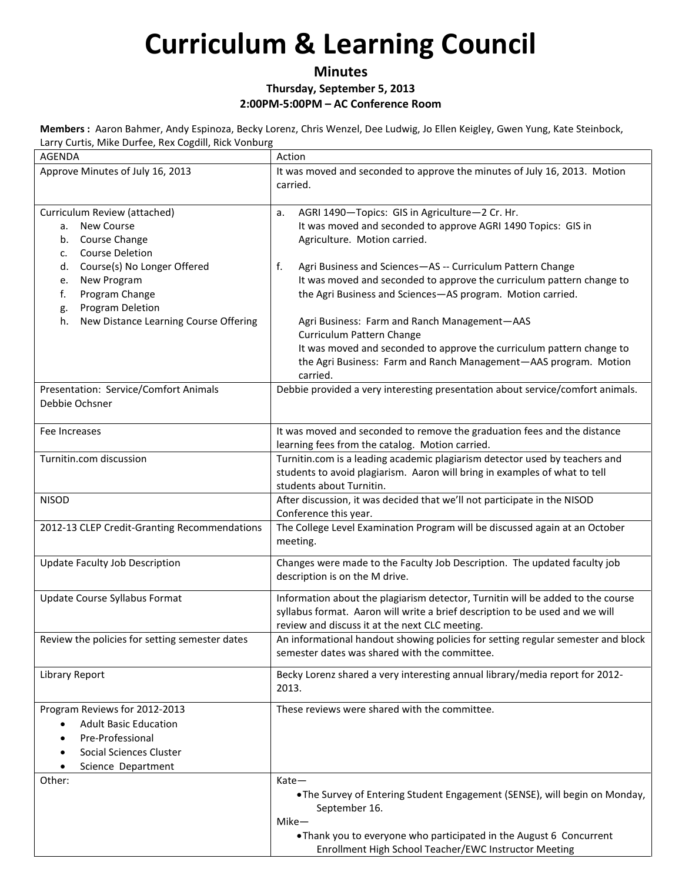# Curriculum & Learning Council

### Minutes

**Thursday, September 5, 2013**

**2:00PM-5:00PM – AC Conference Room**

**Members :** Aaron Bahmer, Andy Espinoza, Becky Lorenz, Chris Wenzel, Dee Ludwig, Jo Ellen Keigley, Gwen Yung, Kate Steinbock, Larry Curtis, Mike Durfee, Rex Cogdill, Rick Vonburg

| AGENDA | Action |
|---|---|
| Approve Minutes of July 16, 2013 | It was moved and seconded to approve the minutes of July 16, 2013. Motion carried. |
| Curriculum Review (attached)<br>a. New Course<br>b. Course Change<br>c. Course Deletion<br>d. Course(s) No Longer Offered<br>e. New Program<br>f. Program Change<br>g. Program Deletion<br>h. New Distance Learning Course Offering | a. AGRI 1490—Topics: GIS in Agriculture—2 Cr. Hr.<br>It was moved and seconded to approve AGRI 1490 Topics: GIS in Agriculture. Motion carried.<br><br>f. Agri Business and Sciences—AS -- Curriculum Pattern Change<br>It was moved and seconded to approve the curriculum pattern change to the Agri Business and Sciences—AS program. Motion carried.<br><br>Agri Business: Farm and Ranch Management—AAS<br>Curriculum Pattern Change<br>It was moved and seconded to approve the curriculum pattern change to the Agri Business: Farm and Ranch Management—AAS program. Motion carried. |
| Presentation: Service/Comfort Animals<br>Debbie Ochsner | Debbie provided a very interesting presentation about service/comfort animals. |
| Fee Increases | It was moved and seconded to remove the graduation fees and the distance learning fees from the catalog. Motion carried. |
| Turnitin.com discussion | Turnitin.com is a leading academic plagiarism detector used by teachers and students to avoid plagiarism. Aaron will bring in examples of what to tell students about Turnitin. |
| NISOD | After discussion, it was decided that we'll not participate in the NISOD Conference this year. |
| 2012-13 CLEP Credit-Granting Recommendations | The College Level Examination Program will be discussed again at an October meeting. |
| Update Faculty Job Description | Changes were made to the Faculty Job Description. The updated faculty job description is on the M drive. |
| Update Course Syllabus Format | Information about the plagiarism detector, Turnitin will be added to the course syllabus format. Aaron will write a brief description to be used and we will review and discuss it at the next CLC meeting. |
| Review the policies for setting semester dates | An informational handout showing policies for setting regular semester and block semester dates was shared with the committee. |
| Library Report | Becky Lorenz shared a very interesting annual library/media report for 2012-2013. |
| Program Reviews for 2012-2013<br>• Adult Basic Education<br>• Pre-Professional<br>• Social Sciences Cluster<br>• Science Department | These reviews were shared with the committee. |
| Other: | Kate—<br>• The Survey of Entering Student Engagement (SENSE), will begin on Monday, September 16.<br>Mike—<br>• Thank you to everyone who participated in the August 6 Concurrent Enrollment High School Teacher/EWC Instructor Meeting |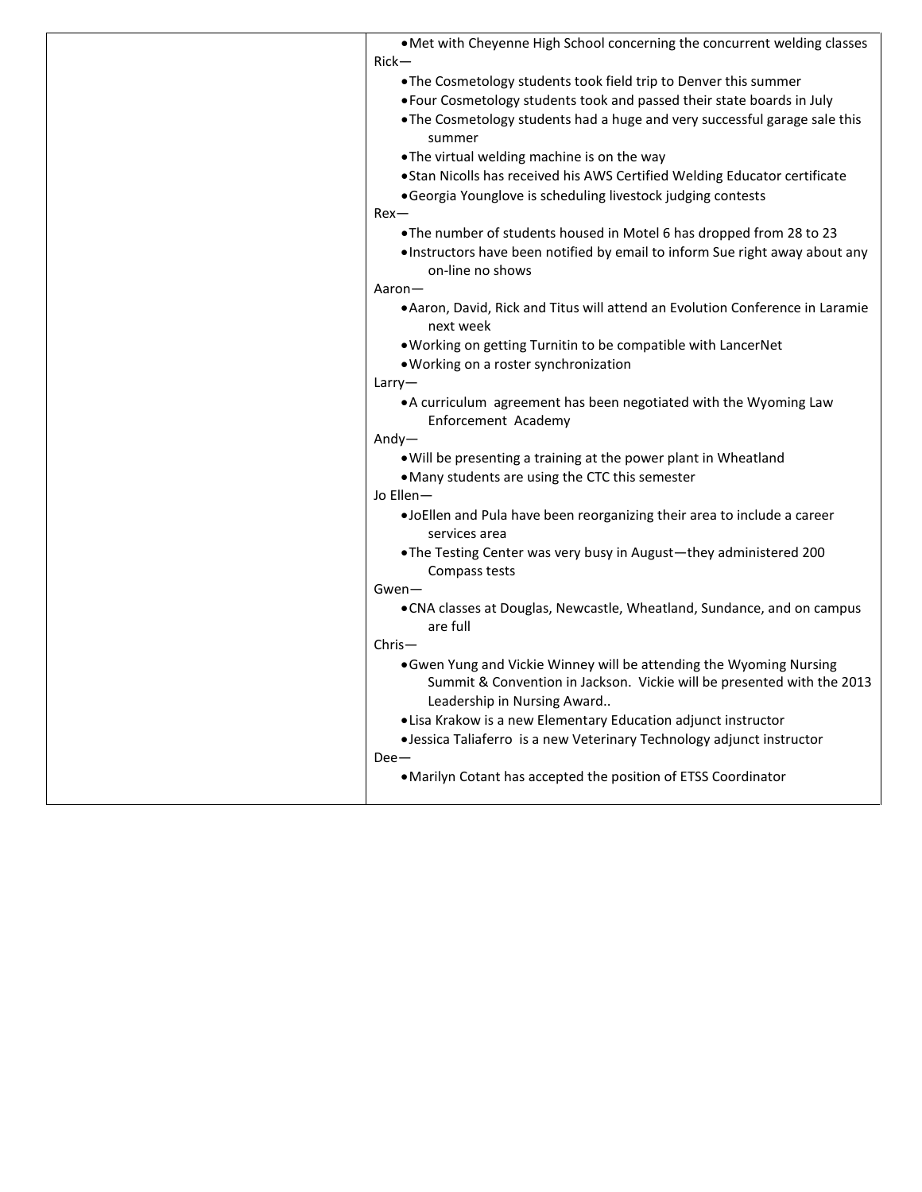| | |
|---|---|
| | • Met with Cheyenne High School concerning the concurrent welding classes<br>Rick—<br>• The Cosmetology students took field trip to Denver this summer<br>• Four Cosmetology students took and passed their state boards in July<br>• The Cosmetology students had a huge and very successful garage sale this summer<br>• The virtual welding machine is on the way<br>• Stan Nicolls has received his AWS Certified Welding Educator certificate<br>• Georgia Younglove is scheduling livestock judging contests<br>Rex—<br>• The number of students housed in Motel 6 has dropped from 28 to 23<br>• Instructors have been notified by email to inform Sue right away about any on-line no shows<br>Aaron—<br>• Aaron, David, Rick and Titus will attend an Evolution Conference in Laramie next week<br>• Working on getting Turnitin to be compatible with LancerNet<br>• Working on a roster synchronization<br>Larry—<br>• A curriculum agreement has been negotiated with the Wyoming Law Enforcement Academy<br>Andy—<br>• Will be presenting a training at the power plant in Wheatland<br>• Many students are using the CTC this semester<br>Jo Ellen—<br>• JoEllen and Pula have been reorganizing their area to include a career services area<br>• The Testing Center was very busy in August—they administered 200 Compass tests<br>Gwen—<br>• CNA classes at Douglas, Newcastle, Wheatland, Sundance, and on campus are full<br>Chris—<br>• Gwen Yung and Vickie Winney will be attending the Wyoming Nursing Summit & Convention in Jackson. Vickie will be presented with the 2013 Leadership in Nursing Award..<br>• Lisa Krakow is a new Elementary Education adjunct instructor<br>• Jessica Taliaferro is a new Veterinary Technology adjunct instructor<br>Dee—<br>• Marilyn Cotant has accepted the position of ETSS Coordinator |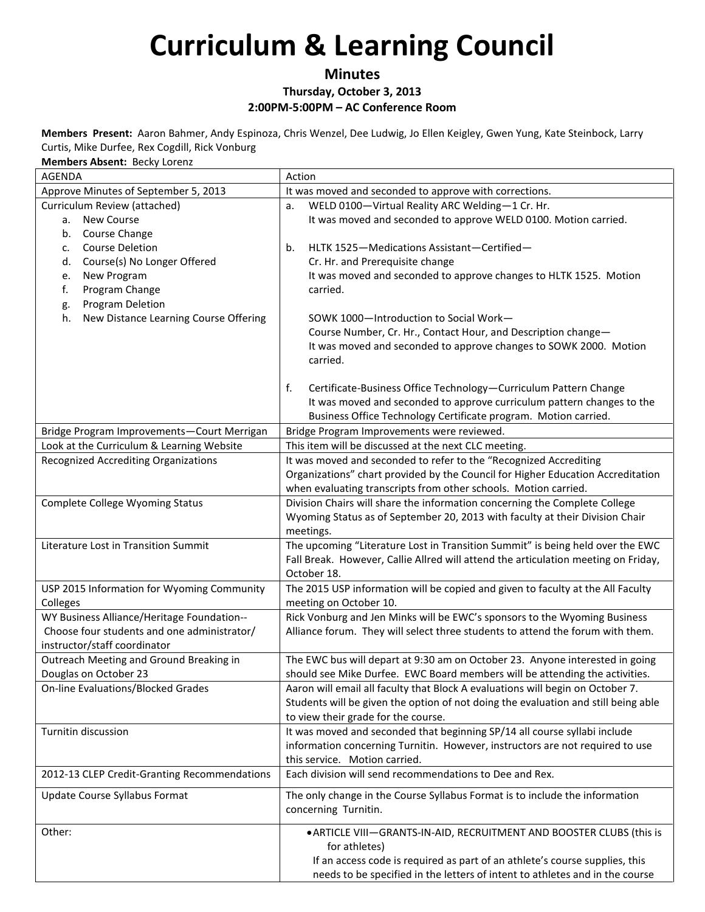# Curriculum & Learning Council

**Minutes**

**Thursday, October 3, 2013**

**2:00PM-5:00PM – AC Conference Room**

**Members Present:** Aaron Bahmer, Andy Espinoza, Chris Wenzel, Dee Ludwig, Jo Ellen Keigley, Gwen Yung, Kate Steinbock, Larry Curtis, Mike Durfee, Rex Cogdill, Rick Vonburg

**Members Absent:** Becky Lorenz

| AGENDA | Action |
|---|---|
| Approve Minutes of September 5, 2013 | It was moved and seconded to approve with corrections. |
| Curriculum Review (attached)<br>a. New Course<br>b. Course Change<br>c. Course Deletion<br>d. Course(s) No Longer Offered<br>e. New Program<br>f. Program Change<br>g. Program Deletion<br>h. New Distance Learning Course Offering | a. WELD 0100—Virtual Reality ARC Welding—1 Cr. Hr.<br>It was moved and seconded to approve WELD 0100. Motion carried.<br><br>b. HLTK 1525—Medications Assistant—Certified—<br>Cr. Hr. and Prerequisite change<br>It was moved and seconded to approve changes to HLTK 1525. Motion carried.<br><br>SOWK 1000—Introduction to Social Work—<br>Course Number, Cr. Hr., Contact Hour, and Description change—<br>It was moved and seconded to approve changes to SOWK 2000. Motion carried.<br><br>f. Certificate-Business Office Technology—Curriculum Pattern Change<br>It was moved and seconded to approve curriculum pattern changes to the Business Office Technology Certificate program. Motion carried. |
| Bridge Program Improvements—Court Merrigan | Bridge Program Improvements were reviewed. |
| Look at the Curriculum & Learning Website | This item will be discussed at the next CLC meeting. |
| Recognized Accrediting Organizations | It was moved and seconded to refer to the "Recognized Accrediting Organizations" chart provided by the Council for Higher Education Accreditation when evaluating transcripts from other schools. Motion carried. |
| Complete College Wyoming Status | Division Chairs will share the information concerning the Complete College Wyoming Status as of September 20, 2013 with faculty at their Division Chair meetings. |
| Literature Lost in Transition Summit | The upcoming "Literature Lost in Transition Summit" is being held over the EWC Fall Break. However, Callie Allred will attend the articulation meeting on Friday, October 18. |
| USP 2015 Information for Wyoming Community Colleges | The 2015 USP information will be copied and given to faculty at the All Faculty meeting on October 10. |
| WY Business Alliance/Heritage Foundation-- Choose four students and one administrator/ instructor/staff coordinator | Rick Vonburg and Jen Minks will be EWC's sponsors to the Wyoming Business Alliance forum. They will select three students to attend the forum with them. |
| Outreach Meeting and Ground Breaking in Douglas on October 23 | The EWC bus will depart at 9:30 am on October 23. Anyone interested in going should see Mike Durfee. EWC Board members will be attending the activities. |
| On-line Evaluations/Blocked Grades | Aaron will email all faculty that Block A evaluations will begin on October 7. Students will be given the option of not doing the evaluation and still being able to view their grade for the course. |
| Turnitin discussion | It was moved and seconded that beginning SP/14 all course syllabi include information concerning Turnitin. However, instructors are not required to use this service. Motion carried. |
| 2012-13 CLEP Credit-Granting Recommendations | Each division will send recommendations to Dee and Rex. |
| Update Course Syllabus Format | The only change in the Course Syllabus Format is to include the information concerning Turnitin. |
| Other: | • ARTICLE VIII—GRANTS-IN-AID, RECRUITMENT AND BOOSTER CLUBS (this is for athletes)<br>If an access code is required as part of an athlete's course supplies, this needs to be specified in the letters of intent to athletes and in the course |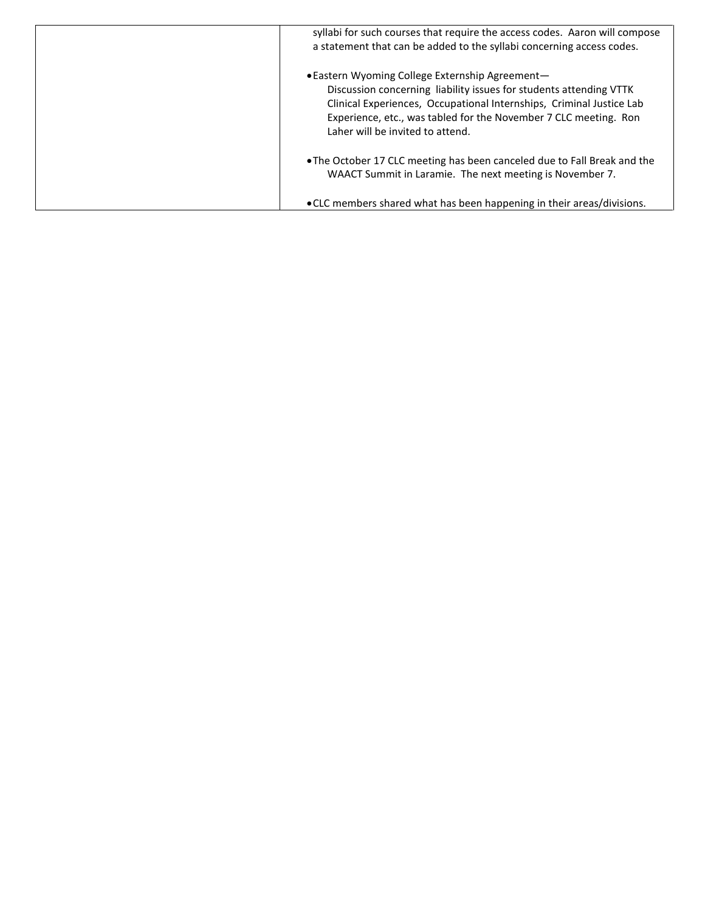| | |
|---|---|
| | syllabi for such courses that require the access codes. Aaron will compose a statement that can be added to the syllabi concerning access codes.<br><br>• Eastern Wyoming College Externship Agreement— Discussion concerning liability issues for students attending VTTK Clinical Experiences, Occupational Internships, Criminal Justice Lab Experience, etc., was tabled for the November 7 CLC meeting. Ron Laher will be invited to attend.<br><br>• The October 17 CLC meeting has been canceled due to Fall Break and the WAACT Summit in Laramie. The next meeting is November 7.<br><br>• CLC members shared what has been happening in their areas/divisions. |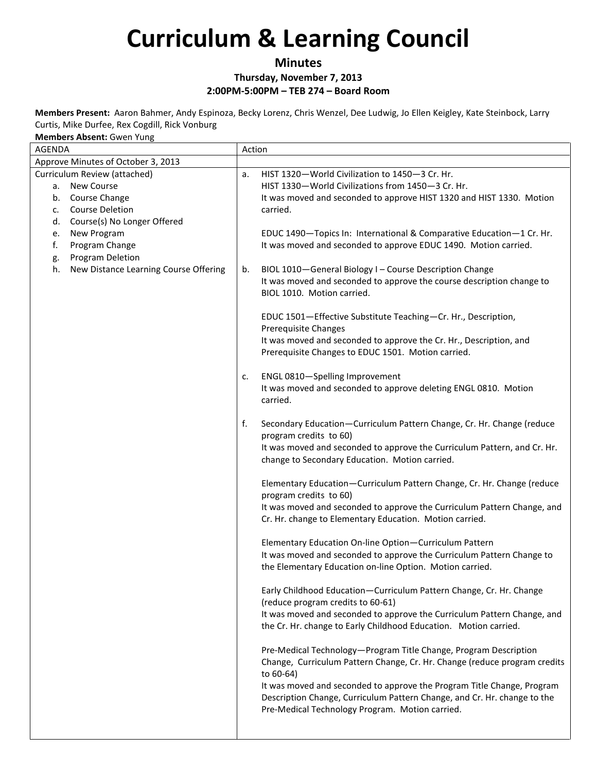# Curriculum & Learning Council

**Minutes**

**Thursday, November 7, 2013**

**2:00PM-5:00PM – TEB 274 – Board Room**

**Members Present:** Aaron Bahmer, Andy Espinoza, Becky Lorenz, Chris Wenzel, Dee Ludwig, Jo Ellen Keigley, Kate Steinbock, Larry Curtis, Mike Durfee, Rex Cogdill, Rick Vonburg

**Members Absent:** Gwen Yung

| AGENDA | Action |
|---|---|
| Approve Minutes of October 3, 2013 | |
| Curriculum Review (attached)<br>a. New Course<br>b. Course Change<br>c. Course Deletion<br>d. Course(s) No Longer Offered<br>e. New Program<br>f. Program Change<br>g. Program Deletion<br>h. New Distance Learning Course Offering | a. HIST 1320—World Civilization to 1450—3 Cr. Hr.<br>HIST 1330—World Civilizations from 1450—3 Cr. Hr.<br>It was moved and seconded to approve HIST 1320 and HIST 1330. Motion carried.<br><br>EDUC 1490—Topics In: International & Comparative Education—1 Cr. Hr.<br>It was moved and seconded to approve EDUC 1490. Motion carried.<br><br>b. BIOL 1010—General Biology I – Course Description Change<br>It was moved and seconded to approve the course description change to BIOL 1010. Motion carried.<br><br>EDUC 1501—Effective Substitute Teaching—Cr. Hr., Description, Prerequisite Changes<br>It was moved and seconded to approve the Cr. Hr., Description, and Prerequisite Changes to EDUC 1501. Motion carried.<br><br>c. ENGL 0810—Spelling Improvement<br>It was moved and seconded to approve deleting ENGL 0810. Motion carried.<br><br>f. Secondary Education—Curriculum Pattern Change, Cr. Hr. Change (reduce program credits to 60)<br>It was moved and seconded to approve the Curriculum Pattern, and Cr. Hr. change to Secondary Education. Motion carried.<br><br>Elementary Education—Curriculum Pattern Change, Cr. Hr. Change (reduce program credits to 60)<br>It was moved and seconded to approve the Curriculum Pattern Change, and Cr. Hr. change to Elementary Education. Motion carried.<br><br>Elementary Education On-line Option—Curriculum Pattern<br>It was moved and seconded to approve the Curriculum Pattern Change to the Elementary Education on-line Option. Motion carried.<br><br>Early Childhood Education—Curriculum Pattern Change, Cr. Hr. Change (reduce program credits to 60-61)<br>It was moved and seconded to approve the Curriculum Pattern Change, and the Cr. Hr. change to Early Childhood Education. Motion carried.<br><br>Pre-Medical Technology—Program Title Change, Program Description Change, Curriculum Pattern Change, Cr. Hr. Change (reduce program credits to 60-64)<br>It was moved and seconded to approve the Program Title Change, Program Description Change, Curriculum Pattern Change, and Cr. Hr. change to the Pre-Medical Technology Program. Motion carried. |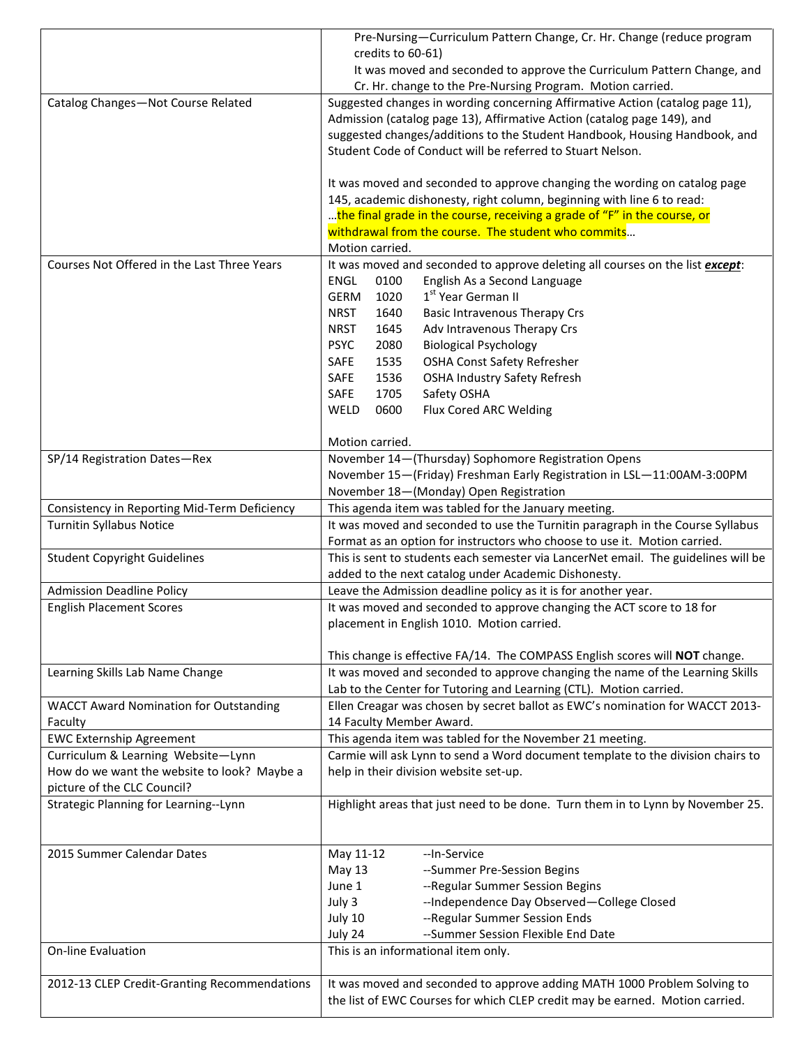| | |
|---|---|
| | Pre-Nursing—Curriculum Pattern Change, Cr. Hr. Change (reduce program credits to 60-61)<br>It was moved and seconded to approve the Curriculum Pattern Change, and Cr. Hr. change to the Pre-Nursing Program. Motion carried. |
| Catalog Changes—Not Course Related | Suggested changes in wording concerning Affirmative Action (catalog page 11), Admission (catalog page 13), Affirmative Action (catalog page 149), and suggested changes/additions to the Student Handbook, Housing Handbook, and Student Code of Conduct will be referred to Stuart Nelson.<br><br>It was moved and seconded to approve changing the wording on catalog page 145, academic dishonesty, right column, beginning with line 6 to read:<br>…the final grade in the course, receiving a grade of "F" in the course, or withdrawal from the course. The student who commits…<br>Motion carried. |
| Courses Not Offered in the Last Three Years | It was moved and seconded to approve deleting all courses on the list ***except***:<br>ENGL 0100 English As a Second Language<br>GERM 1020 1st Year German II<br>NRST 1640 Basic Intravenous Therapy Crs<br>NRST 1645 Adv Intravenous Therapy Crs<br>PSYC 2080 Biological Psychology<br>SAFE 1535 OSHA Const Safety Refresher<br>SAFE 1536 OSHA Industry Safety Refresh<br>SAFE 1705 Safety OSHA<br>WELD 0600 Flux Cored ARC Welding<br><br>Motion carried. |
| SP/14 Registration Dates—Rex | November 14—(Thursday) Sophomore Registration Opens<br>November 15—(Friday) Freshman Early Registration in LSL—11:00AM-3:00PM<br>November 18—(Monday) Open Registration |
| Consistency in Reporting Mid-Term Deficiency | This agenda item was tabled for the January meeting. |
| Turnitin Syllabus Notice | It was moved and seconded to use the Turnitin paragraph in the Course Syllabus Format as an option for instructors who choose to use it. Motion carried. |
| Student Copyright Guidelines | This is sent to students each semester via LancerNet email. The guidelines will be added to the next catalog under Academic Dishonesty. |
| Admission Deadline Policy | Leave the Admission deadline policy as it is for another year. |
| English Placement Scores | It was moved and seconded to approve changing the ACT score to 18 for placement in English 1010. Motion carried.<br><br>This change is effective FA/14. The COMPASS English scores will **NOT** change. |
| Learning Skills Lab Name Change | It was moved and seconded to approve changing the name of the Learning Skills Lab to the Center for Tutoring and Learning (CTL). Motion carried. |
| WACCT Award Nomination for Outstanding Faculty | Ellen Creagar was chosen by secret ballot as EWC's nomination for WACCT 2013-14 Faculty Member Award. |
| EWC Externship Agreement | This agenda item was tabled for the November 21 meeting. |
| Curriculum & Learning Website—Lynn<br>How do we want the website to look? Maybe a picture of the CLC Council? | Carmie will ask Lynn to send a Word document template to the division chairs to help in their division website set-up. |
| Strategic Planning for Learning--Lynn | Highlight areas that just need to be done. Turn them in to Lynn by November 25. |
| 2015 Summer Calendar Dates | May 11-12 --In-Service<br>May 13 --Summer Pre-Session Begins<br>June 1 --Regular Summer Session Begins<br>July 3 --Independence Day Observed—College Closed<br>July 10 --Regular Summer Session Ends<br>July 24 --Summer Session Flexible End Date |
| On-line Evaluation | This is an informational item only. |
| 2012-13 CLEP Credit-Granting Recommendations | It was moved and seconded to approve adding MATH 1000 Problem Solving to the list of EWC Courses for which CLEP credit may be earned. Motion carried. |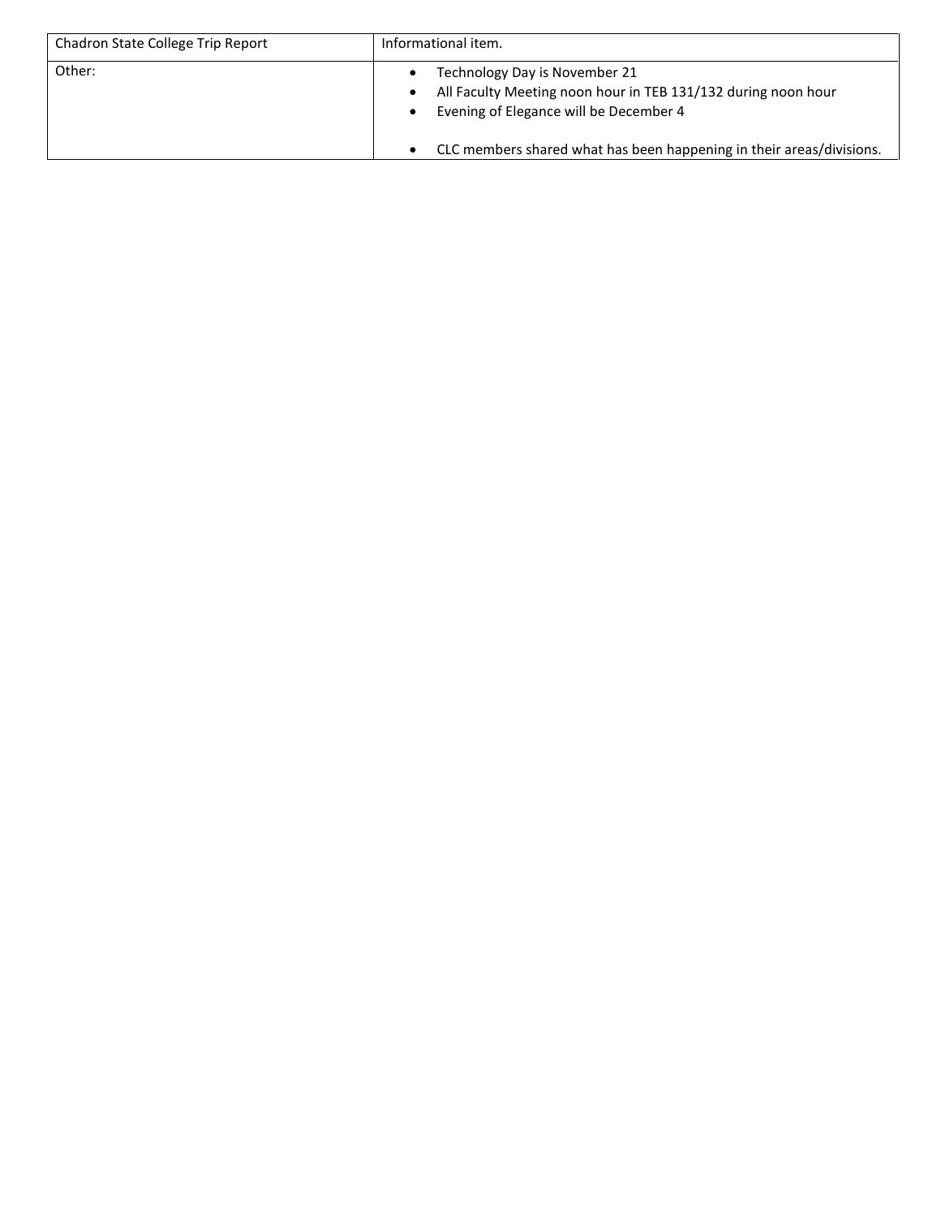| | |
|---|---|
| Chadron State College Trip Report | Informational item. |
| Other: | • Technology Day is November 21<br>• All Faculty Meeting noon hour in TEB 131/132 during noon hour<br>• Evening of Elegance will be December 4<br><br>• CLC members shared what has been happening in their areas/divisions. |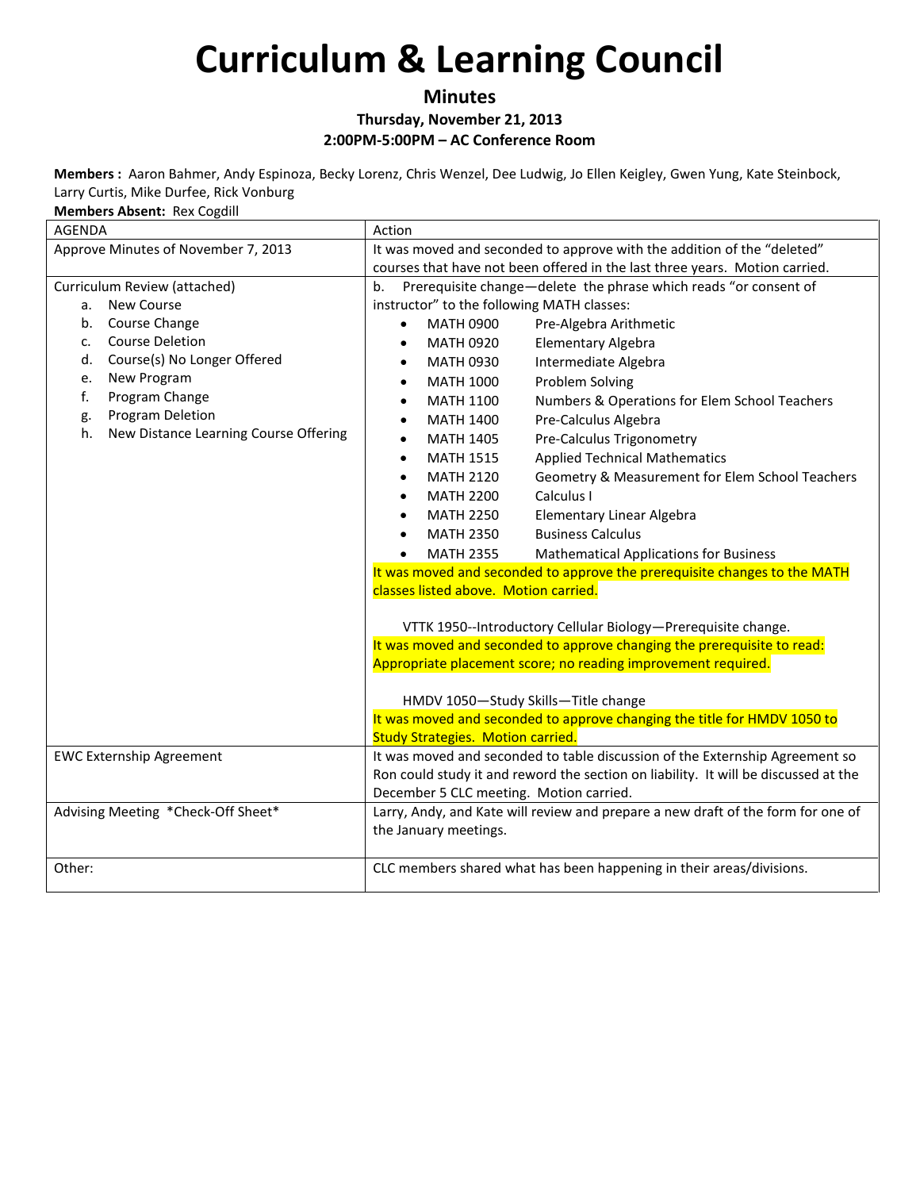# Curriculum & Learning Council

## Minutes

**Thursday, November 21, 2013**

**2:00PM-5:00PM – AC Conference Room**

**Members :** Aaron Bahmer, Andy Espinoza, Becky Lorenz, Chris Wenzel, Dee Ludwig, Jo Ellen Keigley, Gwen Yung, Kate Steinbock, Larry Curtis, Mike Durfee, Rick Vonburg

**Members Absent:** Rex Cogdill

| AGENDA | Action |
| --- | --- |
| Approve Minutes of November 7, 2013 | It was moved and seconded to approve with the addition of the "deleted" courses that have not been offered in the last three years. Motion carried. |
| Curriculum Review (attached)<br>a. New Course<br>b. Course Change<br>c. Course Deletion<br>d. Course(s) No Longer Offered<br>e. New Program<br>f. Program Change<br>g. Program Deletion<br>h. New Distance Learning Course Offering | b. Prerequisite change—delete the phrase which reads "or consent of instructor" to the following MATH classes:<br>• MATH 0900 Pre-Algebra Arithmetic<br>• MATH 0920 Elementary Algebra<br>• MATH 0930 Intermediate Algebra<br>• MATH 1000 Problem Solving<br>• MATH 1100 Numbers & Operations for Elem School Teachers<br>• MATH 1400 Pre-Calculus Algebra<br>• MATH 1405 Pre-Calculus Trigonometry<br>• MATH 1515 Applied Technical Mathematics<br>• MATH 2120 Geometry & Measurement for Elem School Teachers<br>• MATH 2200 Calculus I<br>• MATH 2250 Elementary Linear Algebra<br>• MATH 2350 Business Calculus<br>• MATH 2355 Mathematical Applications for Business<br>It was moved and seconded to approve the prerequisite changes to the MATH classes listed above. Motion carried.<br><br>VTTK 1950--Introductory Cellular Biology—Prerequisite change.<br>It was moved and seconded to approve changing the prerequisite to read: Appropriate placement score; no reading improvement required.<br><br>HMDV 1050—Study Skills—Title change<br>It was moved and seconded to approve changing the title for HMDV 1050 to Study Strategies. Motion carried. |
| EWC Externship Agreement | It was moved and seconded to table discussion of the Externship Agreement so Ron could study it and reword the section on liability. It will be discussed at the December 5 CLC meeting. Motion carried. |
| Advising Meeting *Check-Off Sheet* | Larry, Andy, and Kate will review and prepare a new draft of the form for one of the January meetings. |
| Other: | CLC members shared what has been happening in their areas/divisions. |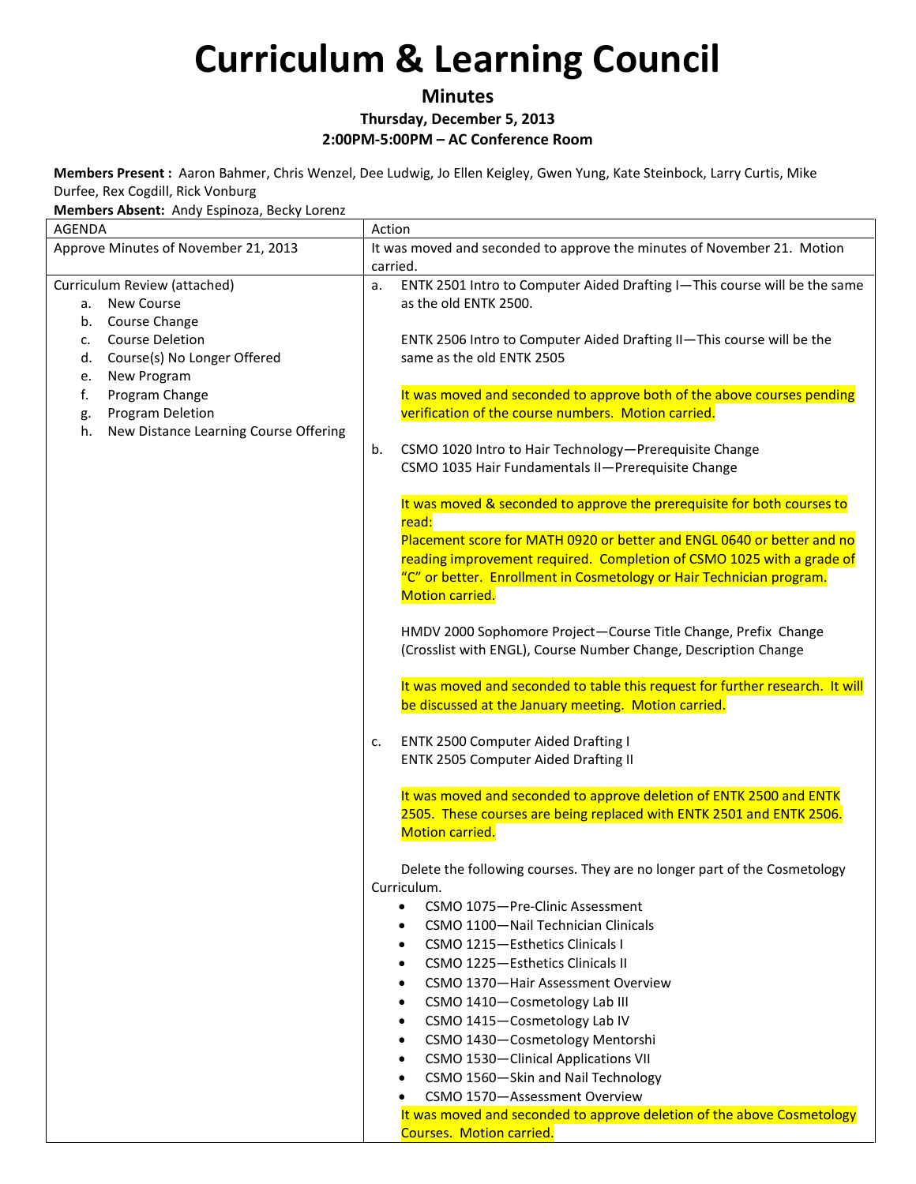# Curriculum & Learning Council

## Minutes

**Thursday, December 5, 2013**

**2:00PM-5:00PM – AC Conference Room**

**Members Present :** Aaron Bahmer, Chris Wenzel, Dee Ludwig, Jo Ellen Keigley, Gwen Yung, Kate Steinbock, Larry Curtis, Mike Durfee, Rex Cogdill, Rick Vonburg

**Members Absent:** Andy Espinoza, Becky Lorenz

| AGENDA | Action |
|---|---|
| Approve Minutes of November 21, 2013 | It was moved and seconded to approve the minutes of November 21. Motion carried. |
| Curriculum Review (attached)<br>a. New Course<br>b. Course Change<br>c. Course Deletion<br>d. Course(s) No Longer Offered<br>e. New Program<br>f. Program Change<br>g. Program Deletion<br>h. New Distance Learning Course Offering | a. ENTK 2501 Intro to Computer Aided Drafting I—This course will be the same as the old ENTK 2500.<br><br>ENTK 2506 Intro to Computer Aided Drafting II—This course will be the same as the old ENTK 2505<br><br>It was moved and seconded to approve both of the above courses pending verification of the course numbers. Motion carried.<br><br>b. CSMO 1020 Intro to Hair Technology—Prerequisite Change<br>CSMO 1035 Hair Fundamentals II—Prerequisite Change<br><br>It was moved & seconded to approve the prerequisite for both courses to read:<br>Placement score for MATH 0920 or better and ENGL 0640 or better and no reading improvement required. Completion of CSMO 1025 with a grade of "C" or better. Enrollment in Cosmetology or Hair Technician program. Motion carried.<br><br>HMDV 2000 Sophomore Project—Course Title Change, Prefix Change (Crosslist with ENGL), Course Number Change, Description Change<br><br>It was moved and seconded to table this request for further research. It will be discussed at the January meeting. Motion carried.<br><br>c. ENTK 2500 Computer Aided Drafting I<br>ENTK 2505 Computer Aided Drafting II<br><br>It was moved and seconded to approve deletion of ENTK 2500 and ENTK 2505. These courses are being replaced with ENTK 2501 and ENTK 2506. Motion carried.<br><br>Delete the following courses. They are no longer part of the Cosmetology Curriculum.<br>• CSMO 1075—Pre-Clinic Assessment<br>• CSMO 1100—Nail Technician Clinicals<br>• CSMO 1215—Esthetics Clinicals I<br>• CSMO 1225—Esthetics Clinicals II<br>• CSMO 1370—Hair Assessment Overview<br>• CSMO 1410—Cosmetology Lab III<br>• CSMO 1415—Cosmetology Lab IV<br>• CSMO 1430—Cosmetology Mentorshi<br>• CSMO 1530—Clinical Applications VII<br>• CSMO 1560—Skin and Nail Technology<br>• CSMO 1570—Assessment Overview<br><br>It was moved and seconded to approve deletion of the above Cosmetology Courses. Motion carried. |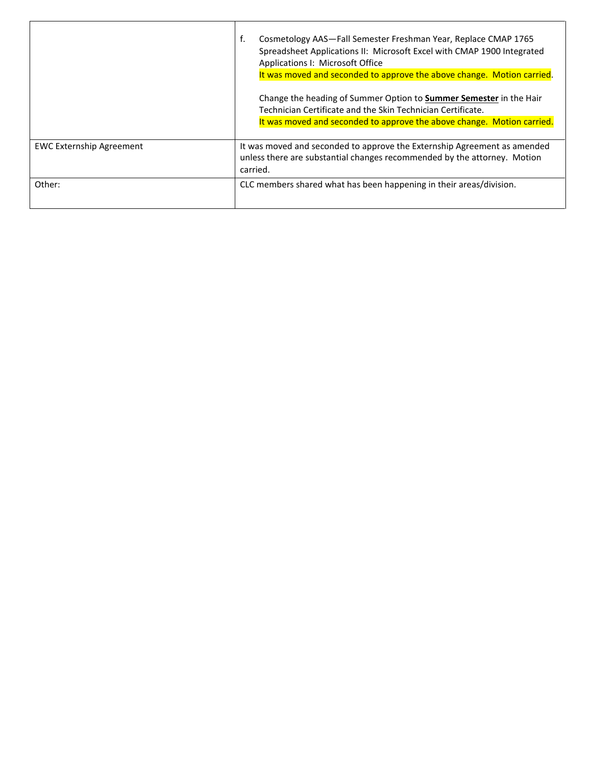| | |
|---|---|
| | f. Cosmetology AAS—Fall Semester Freshman Year, Replace CMAP 1765 Spreadsheet Applications II: Microsoft Excel with CMAP 1900 Integrated Applications I: Microsoft Office<br>It was moved and seconded to approve the above change. Motion carried.<br><br>Change the heading of Summer Option to **Summer Semester** in the Hair Technician Certificate and the Skin Technician Certificate.<br>It was moved and seconded to approve the above change. Motion carried. |
| EWC Externship Agreement | It was moved and seconded to approve the Externship Agreement as amended unless there are substantial changes recommended by the attorney. Motion carried. |
| Other: | CLC members shared what has been happening in their areas/division. |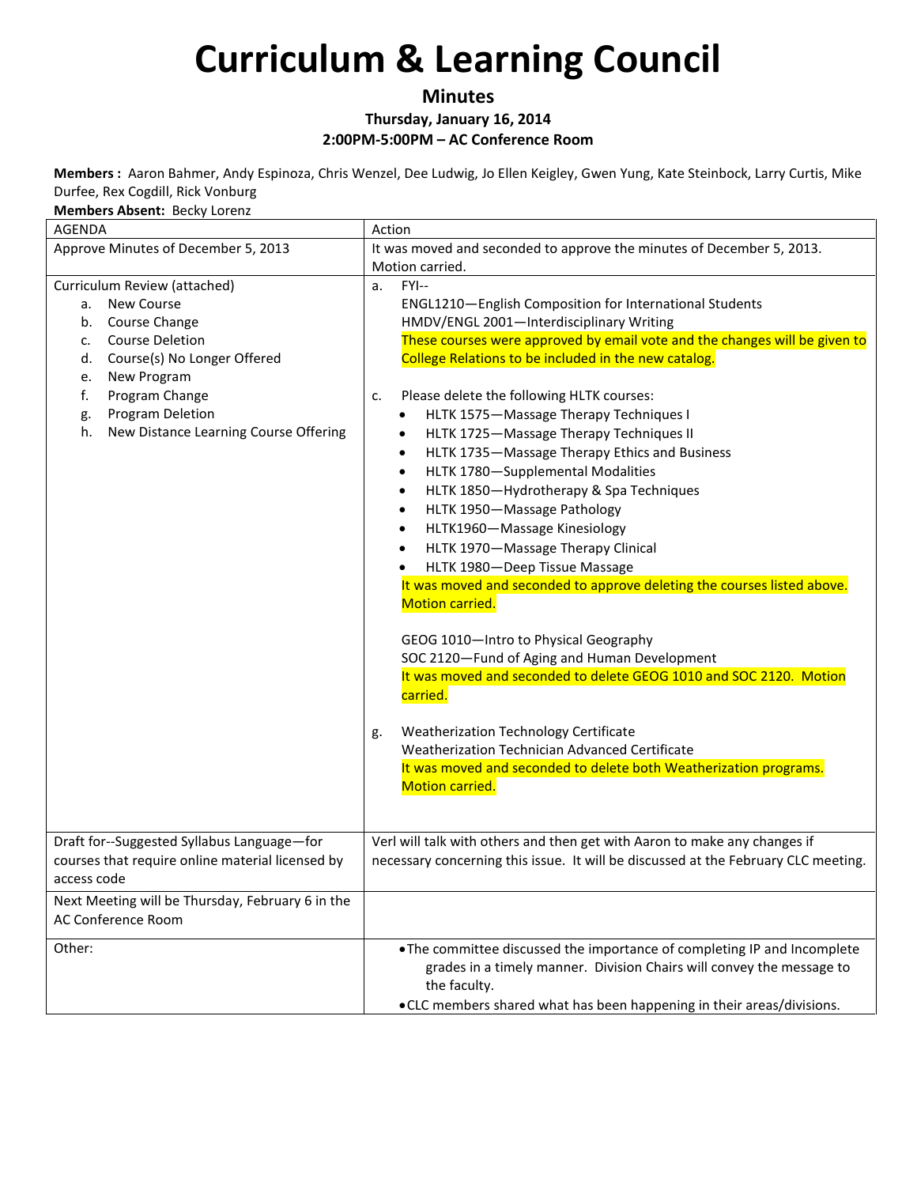# Curriculum & Learning Council

**Minutes**

**Thursday, January 16, 2014**

**2:00PM-5:00PM – AC Conference Room**

**Members :** Aaron Bahmer, Andy Espinoza, Chris Wenzel, Dee Ludwig, Jo Ellen Keigley, Gwen Yung, Kate Steinbock, Larry Curtis, Mike Durfee, Rex Cogdill, Rick Vonburg

**Members Absent:** Becky Lorenz

| AGENDA | Action |
|---|---|
| Approve Minutes of December 5, 2013 | It was moved and seconded to approve the minutes of December 5, 2013. Motion carried. |
| Curriculum Review (attached)<br>a. New Course<br>b. Course Change<br>c. Course Deletion<br>d. Course(s) No Longer Offered<br>e. New Program<br>f. Program Change<br>g. Program Deletion<br>h. New Distance Learning Course Offering | a. FYI--<br>ENGL1210—English Composition for International Students<br>HMDV/ENGL 2001—Interdisciplinary Writing<br>These courses were approved by email vote and the changes will be given to College Relations to be included in the new catalog.<br><br>c. Please delete the following HLTK courses:<br>• HLTK 1575—Massage Therapy Techniques I<br>• HLTK 1725—Massage Therapy Techniques II<br>• HLTK 1735—Massage Therapy Ethics and Business<br>• HLTK 1780—Supplemental Modalities<br>• HLTK 1850—Hydrotherapy & Spa Techniques<br>• HLTK 1950—Massage Pathology<br>• HLTK1960—Massage Kinesiology<br>• HLTK 1970—Massage Therapy Clinical<br>• HLTK 1980—Deep Tissue Massage<br>It was moved and seconded to approve deleting the courses listed above. Motion carried.<br><br>GEOG 1010—Intro to Physical Geography<br>SOC 2120—Fund of Aging and Human Development<br>It was moved and seconded to delete GEOG 1010 and SOC 2120. Motion carried.<br><br>g. Weatherization Technology Certificate<br>Weatherization Technician Advanced Certificate<br>It was moved and seconded to delete both Weatherization programs. Motion carried. |
| Draft for--Suggested Syllabus Language—for courses that require online material licensed by access code | Verl will talk with others and then get with Aaron to make any changes if necessary concerning this issue. It will be discussed at the February CLC meeting. |
| Next Meeting will be Thursday, February 6 in the AC Conference Room | |
| Other: | • The committee discussed the importance of completing IP and Incomplete grades in a timely manner. Division Chairs will convey the message to the faculty.<br>• CLC members shared what has been happening in their areas/divisions. |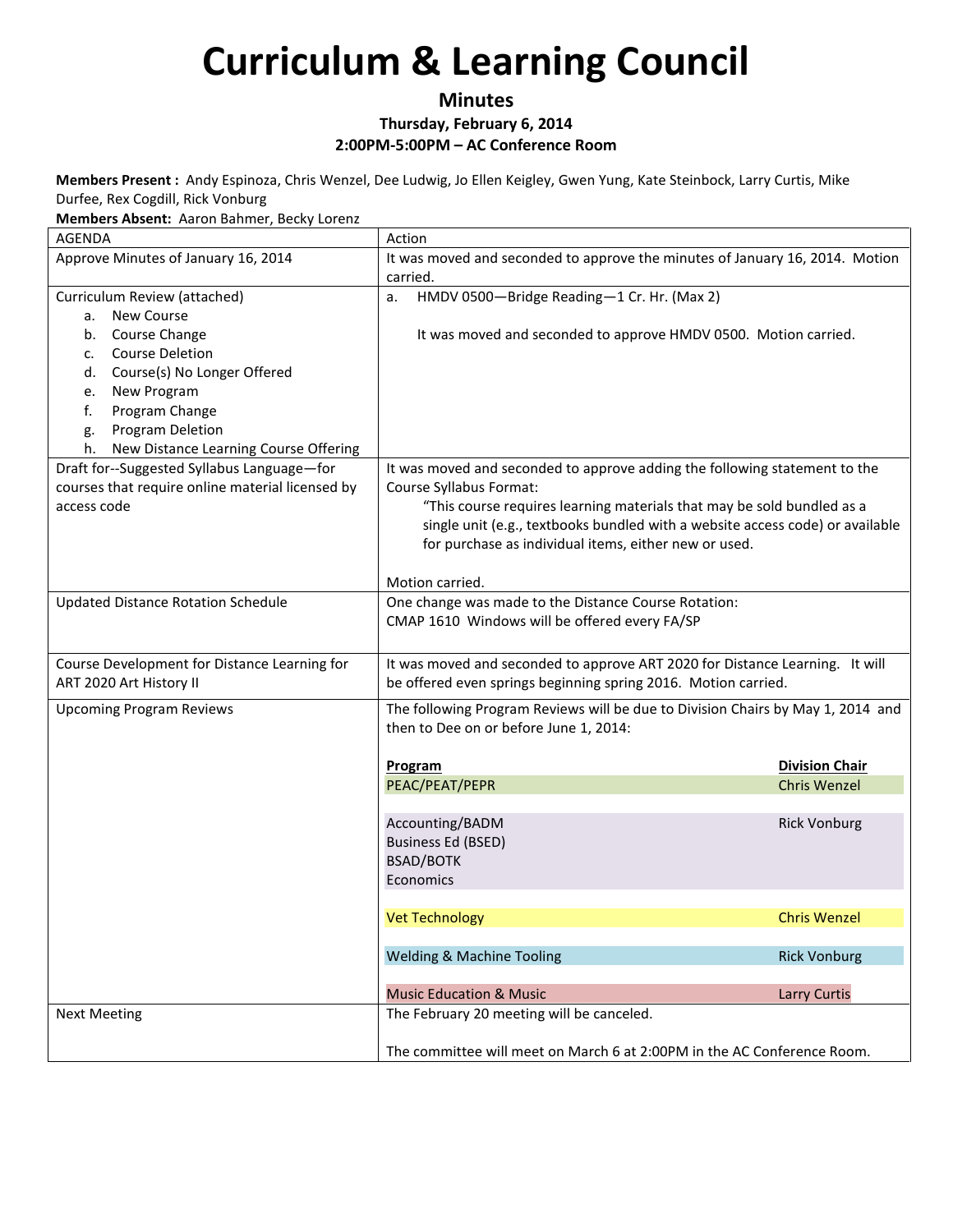# Curriculum & Learning Council

## Minutes

**Thursday, February 6, 2014**

**2:00PM-5:00PM – AC Conference Room**

**Members Present :** Andy Espinoza, Chris Wenzel, Dee Ludwig, Jo Ellen Keigley, Gwen Yung, Kate Steinbock, Larry Curtis, Mike Durfee, Rex Cogdill, Rick Vonburg

**Members Absent:** Aaron Bahmer, Becky Lorenz

| AGENDA | Action |
|---|---|
| Approve Minutes of January 16, 2014 | It was moved and seconded to approve the minutes of January 16, 2014. Motion carried. |
| Curriculum Review (attached)<br>a. New Course<br>b. Course Change<br>c. Course Deletion<br>d. Course(s) No Longer Offered<br>e. New Program<br>f. Program Change<br>g. Program Deletion<br>h. New Distance Learning Course Offering | a. HMDV 0500—Bridge Reading—1 Cr. Hr. (Max 2)<br><br>It was moved and seconded to approve HMDV 0500. Motion carried. |
| Draft for--Suggested Syllabus Language—for courses that require online material licensed by access code | It was moved and seconded to approve adding the following statement to the Course Syllabus Format:<br>"This course requires learning materials that may be sold bundled as a single unit (e.g., textbooks bundled with a website access code) or available for purchase as individual items, either new or used.<br><br>Motion carried. |
| Updated Distance Rotation Schedule | One change was made to the Distance Course Rotation:<br>CMAP 1610 Windows will be offered every FA/SP |
| Course Development for Distance Learning for ART 2020 Art History II | It was moved and seconded to approve ART 2020 for Distance Learning. It will be offered even springs beginning spring 2016. Motion carried. |
| Upcoming Program Reviews | The following Program Reviews will be due to Division Chairs by May 1, 2014 and then to Dee on or before June 1, 2014:<br><br>**Program** — **Division Chair**<br>PEAC/PEAT/PEPR — Chris Wenzel<br><br>Accounting/BADM, Business Ed (BSED), BSAD/BOTK, Economics — Rick Vonburg<br><br>Vet Technology — Chris Wenzel<br><br>Welding & Machine Tooling — Rick Vonburg<br><br>Music Education & Music — Larry Curtis |
| Next Meeting | The February 20 meeting will be canceled.<br><br>The committee will meet on March 6 at 2:00PM in the AC Conference Room. |